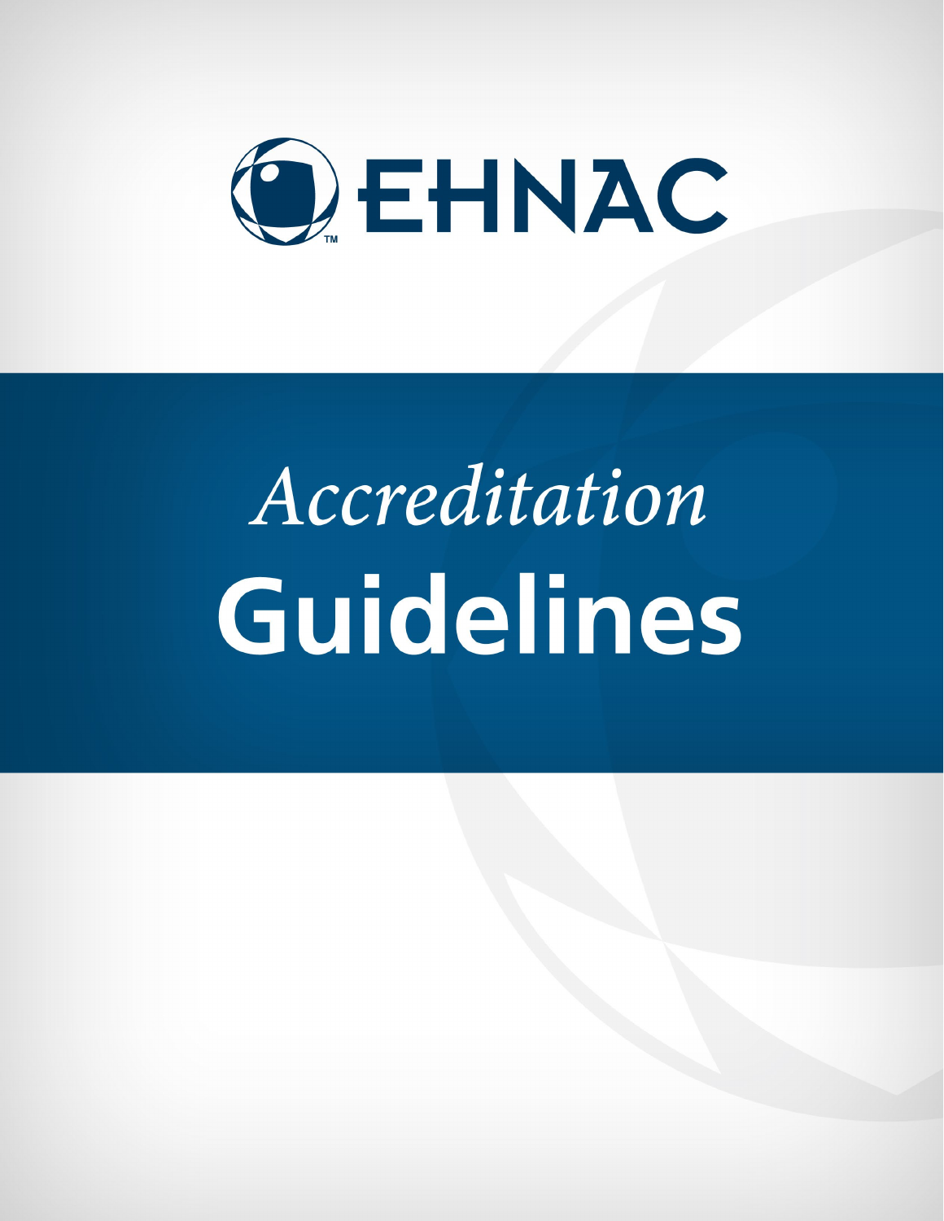EHNAC™

# *Accreditation* Guidelines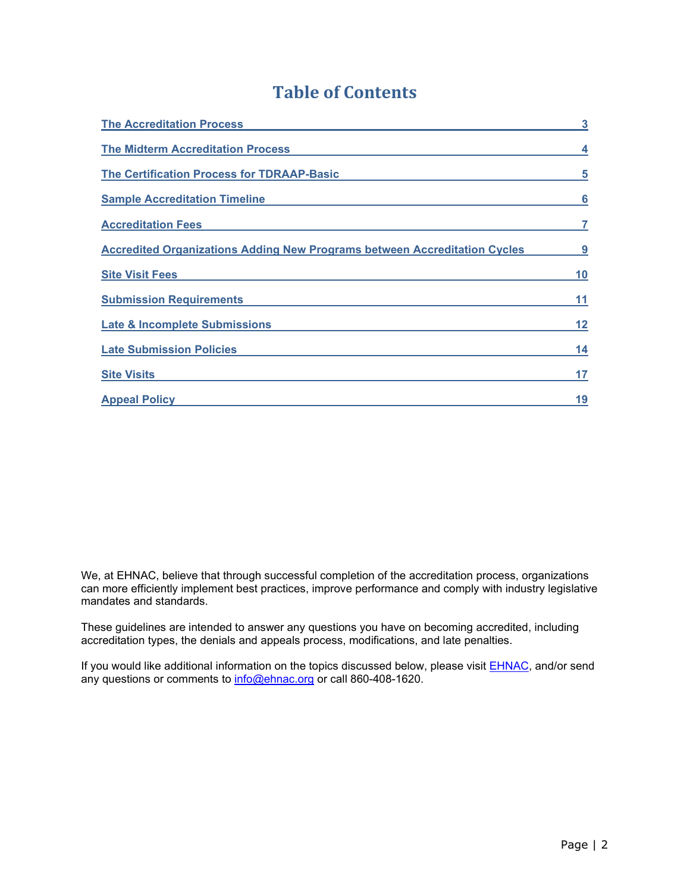# Table of Contents

| | |
|---|---|
| The Accreditation Process | 3 |
| The Midterm Accreditation Process | 4 |
| The Certification Process for TDRAAP-Basic | 5 |
| Sample Accreditation Timeline | 6 |
| Accreditation Fees | 7 |
| Accredited Organizations Adding New Programs between Accreditation Cycles | 9 |
| Site Visit Fees | 10 |
| Submission Requirements | 11 |
| Late & Incomplete Submissions | 12 |
| Late Submission Policies | 14 |
| Site Visits | 17 |
| Appeal Policy | 19 |

We, at EHNAC, believe that through successful completion of the accreditation process, organizations can more efficiently implement best practices, improve performance and comply with industry legislative mandates and standards.

These guidelines are intended to answer any questions you have on becoming accredited, including accreditation types, the denials and appeals process, modifications, and late penalties.

If you would like additional information on the topics discussed below, please visit EHNAC, and/or send any questions or comments to info@ehnac.org or call 860-408-1620.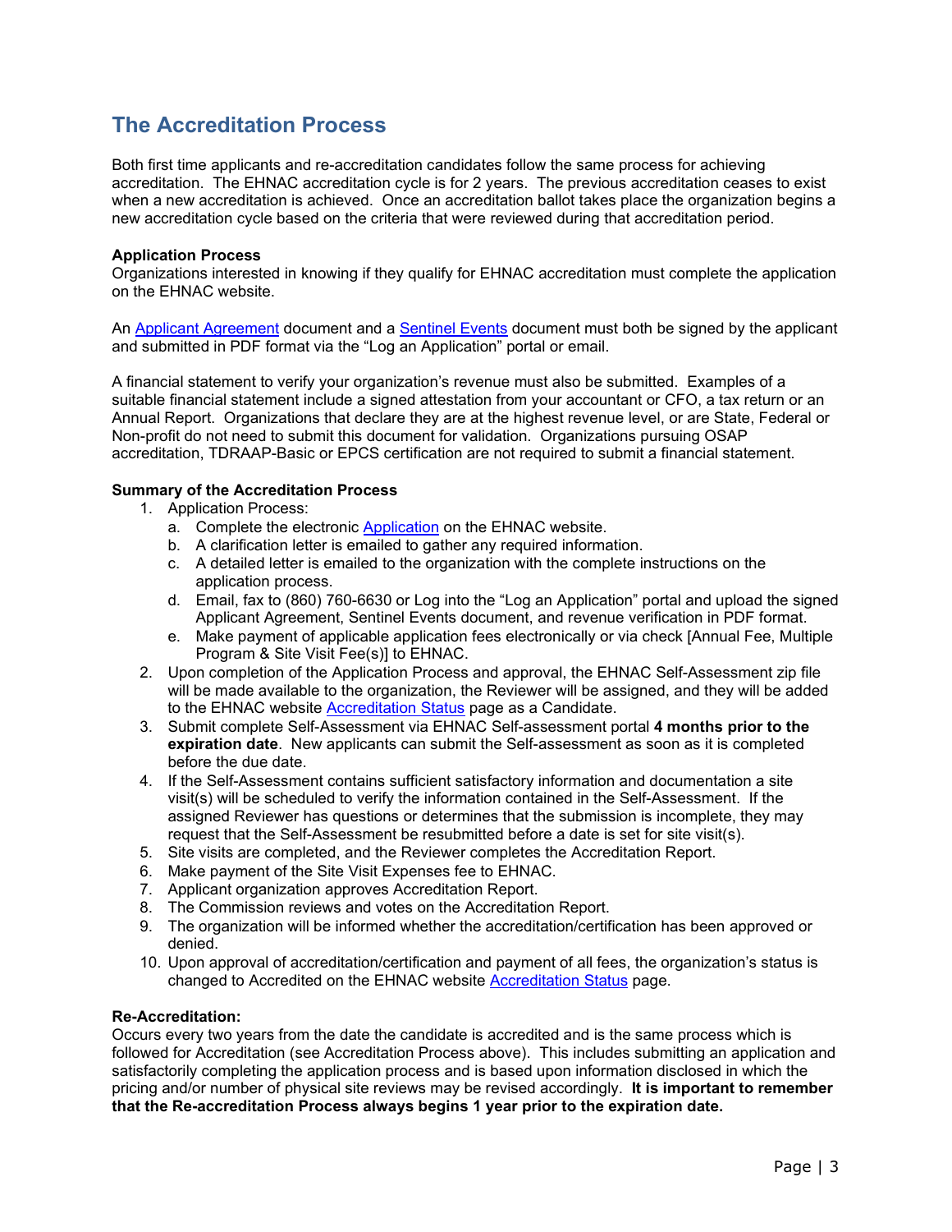## The Accreditation Process

Both first time applicants and re-accreditation candidates follow the same process for achieving accreditation. The EHNAC accreditation cycle is for 2 years. The previous accreditation ceases to exist when a new accreditation is achieved. Once an accreditation ballot takes place the organization begins a new accreditation cycle based on the criteria that were reviewed during that accreditation period.

**Application Process**
Organizations interested in knowing if they qualify for EHNAC accreditation must complete the application on the EHNAC website.

An Applicant Agreement document and a Sentinel Events document must both be signed by the applicant and submitted in PDF format via the "Log an Application" portal or email.

A financial statement to verify your organization's revenue must also be submitted. Examples of a suitable financial statement include a signed attestation from your accountant or CFO, a tax return or an Annual Report. Organizations that declare they are at the highest revenue level, or are State, Federal or Non-profit do not need to submit this document for validation. Organizations pursuing OSAP accreditation, TDRAAP-Basic or EPCS certification are not required to submit a financial statement.

**Summary of the Accreditation Process**

1. Application Process:
   a. Complete the electronic Application on the EHNAC website.
   b. A clarification letter is emailed to gather any required information.
   c. A detailed letter is emailed to the organization with the complete instructions on the application process.
   d. Email, fax to (860) 760-6630 or Log into the "Log an Application" portal and upload the signed Applicant Agreement, Sentinel Events document, and revenue verification in PDF format.
   e. Make payment of applicable application fees electronically or via check [Annual Fee, Multiple Program & Site Visit Fee(s)] to EHNAC.
2. Upon completion of the Application Process and approval, the EHNAC Self-Assessment zip file will be made available to the organization, the Reviewer will be assigned, and they will be added to the EHNAC website Accreditation Status page as a Candidate.
3. Submit complete Self-Assessment via EHNAC Self-assessment portal **4 months prior to the expiration date**. New applicants can submit the Self-assessment as soon as it is completed before the due date.
4. If the Self-Assessment contains sufficient satisfactory information and documentation a site visit(s) will be scheduled to verify the information contained in the Self-Assessment. If the assigned Reviewer has questions or determines that the submission is incomplete, they may request that the Self-Assessment be resubmitted before a date is set for site visit(s).
5. Site visits are completed, and the Reviewer completes the Accreditation Report.
6. Make payment of the Site Visit Expenses fee to EHNAC.
7. Applicant organization approves Accreditation Report.
8. The Commission reviews and votes on the Accreditation Report.
9. The organization will be informed whether the accreditation/certification has been approved or denied.
10. Upon approval of accreditation/certification and payment of all fees, the organization's status is changed to Accredited on the EHNAC website Accreditation Status page.

**Re-Accreditation:**
Occurs every two years from the date the candidate is accredited and is the same process which is followed for Accreditation (see Accreditation Process above). This includes submitting an application and satisfactorily completing the application process and is based upon information disclosed in which the pricing and/or number of physical site reviews may be revised accordingly. **It is important to remember that the Re-accreditation Process always begins 1 year prior to the expiration date.**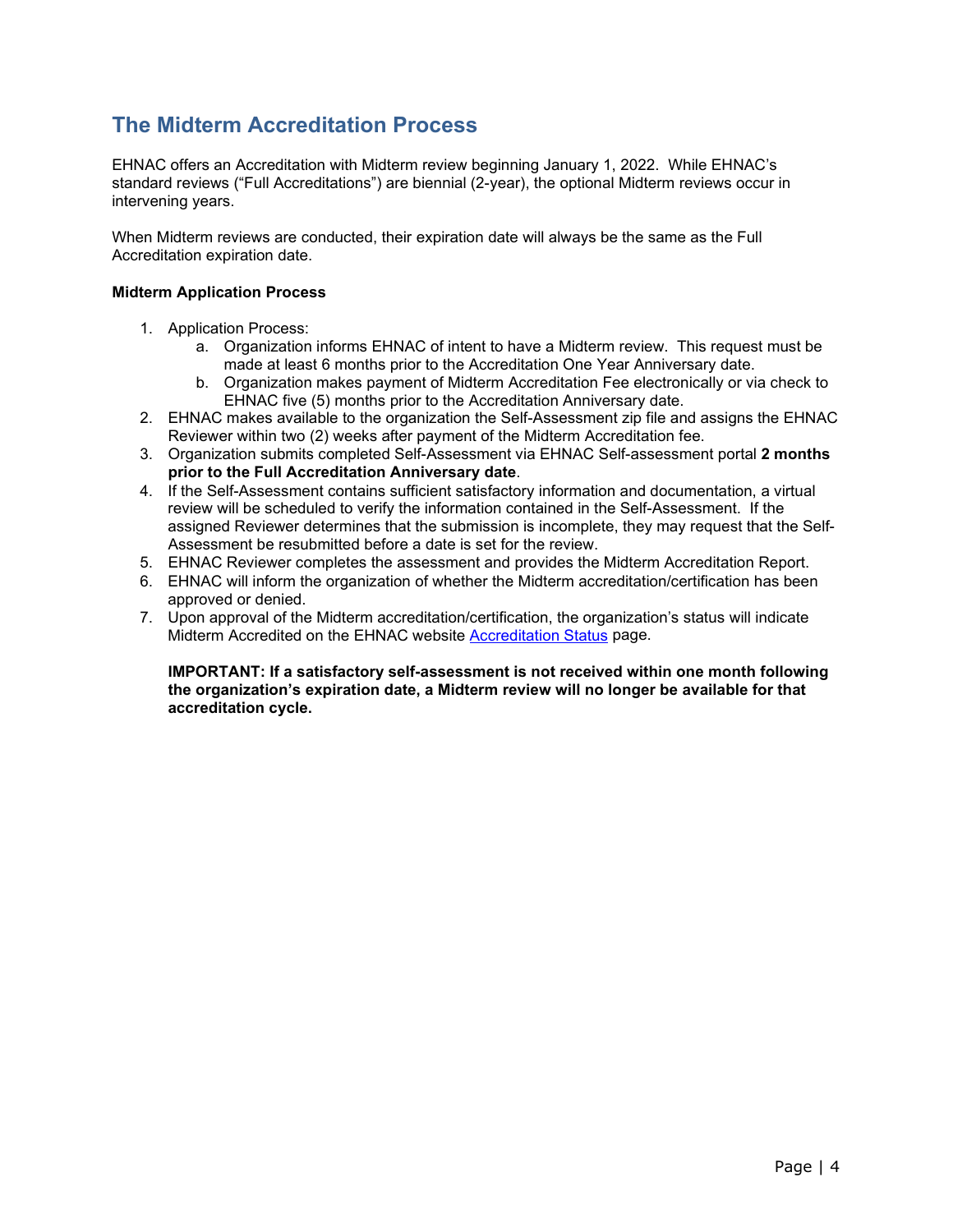## The Midterm Accreditation Process

EHNAC offers an Accreditation with Midterm review beginning January 1, 2022. While EHNAC's standard reviews ("Full Accreditations") are biennial (2-year), the optional Midterm reviews occur in intervening years.

When Midterm reviews are conducted, their expiration date will always be the same as the Full Accreditation expiration date.

**Midterm Application Process**

1. Application Process:
   a. Organization informs EHNAC of intent to have a Midterm review. This request must be made at least 6 months prior to the Accreditation One Year Anniversary date.
   b. Organization makes payment of Midterm Accreditation Fee electronically or via check to EHNAC five (5) months prior to the Accreditation Anniversary date.
2. EHNAC makes available to the organization the Self-Assessment zip file and assigns the EHNAC Reviewer within two (2) weeks after payment of the Midterm Accreditation fee.
3. Organization submits completed Self-Assessment via EHNAC Self-assessment portal **2 months prior to the Full Accreditation Anniversary date**.
4. If the Self-Assessment contains sufficient satisfactory information and documentation, a virtual review will be scheduled to verify the information contained in the Self-Assessment. If the assigned Reviewer determines that the submission is incomplete, they may request that the Self-Assessment be resubmitted before a date is set for the review.
5. EHNAC Reviewer completes the assessment and provides the Midterm Accreditation Report.
6. EHNAC will inform the organization of whether the Midterm accreditation/certification has been approved or denied.
7. Upon approval of the Midterm accreditation/certification, the organization's status will indicate Midterm Accredited on the EHNAC website Accreditation Status page.

   **IMPORTANT: If a satisfactory self-assessment is not received within one month following the organization's expiration date, a Midterm review will no longer be available for that accreditation cycle.**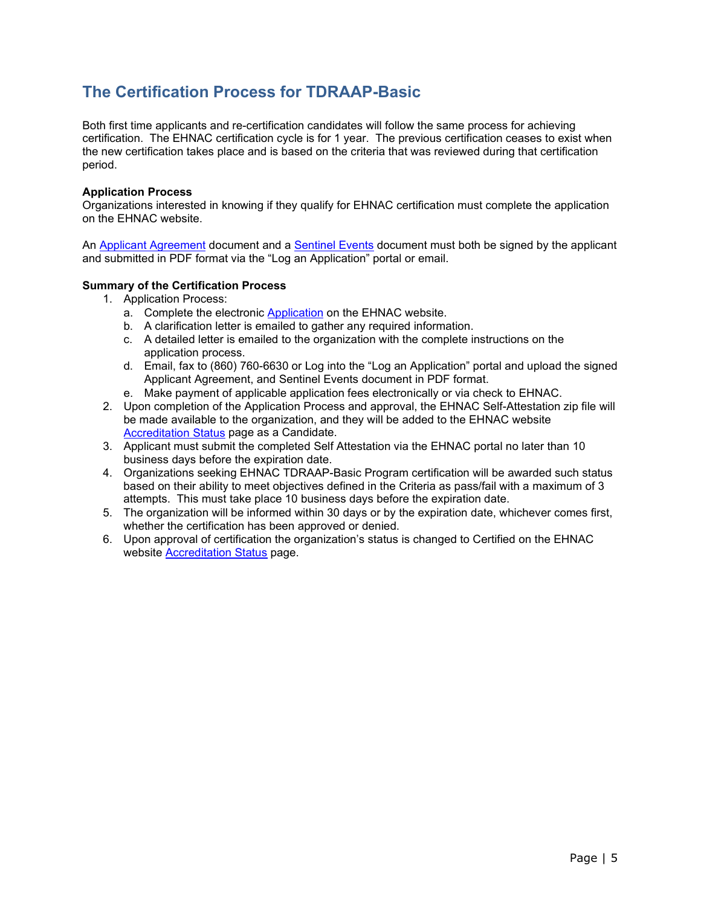## The Certification Process for TDRAAP-Basic

Both first time applicants and re-certification candidates will follow the same process for achieving certification. The EHNAC certification cycle is for 1 year. The previous certification ceases to exist when the new certification takes place and is based on the criteria that was reviewed during that certification period.

**Application Process**
Organizations interested in knowing if they qualify for EHNAC certification must complete the application on the EHNAC website.

An Applicant Agreement document and a Sentinel Events document must both be signed by the applicant and submitted in PDF format via the "Log an Application" portal or email.

**Summary of the Certification Process**

1. Application Process:
   a. Complete the electronic Application on the EHNAC website.
   b. A clarification letter is emailed to gather any required information.
   c. A detailed letter is emailed to the organization with the complete instructions on the application process.
   d. Email, fax to (860) 760-6630 or Log into the "Log an Application" portal and upload the signed Applicant Agreement, and Sentinel Events document in PDF format.
   e. Make payment of applicable application fees electronically or via check to EHNAC.
2. Upon completion of the Application Process and approval, the EHNAC Self-Attestation zip file will be made available to the organization, and they will be added to the EHNAC website Accreditation Status page as a Candidate.
3. Applicant must submit the completed Self Attestation via the EHNAC portal no later than 10 business days before the expiration date.
4. Organizations seeking EHNAC TDRAAP-Basic Program certification will be awarded such status based on their ability to meet objectives defined in the Criteria as pass/fail with a maximum of 3 attempts. This must take place 10 business days before the expiration date.
5. The organization will be informed within 30 days or by the expiration date, whichever comes first, whether the certification has been approved or denied.
6. Upon approval of certification the organization's status is changed to Certified on the EHNAC website Accreditation Status page.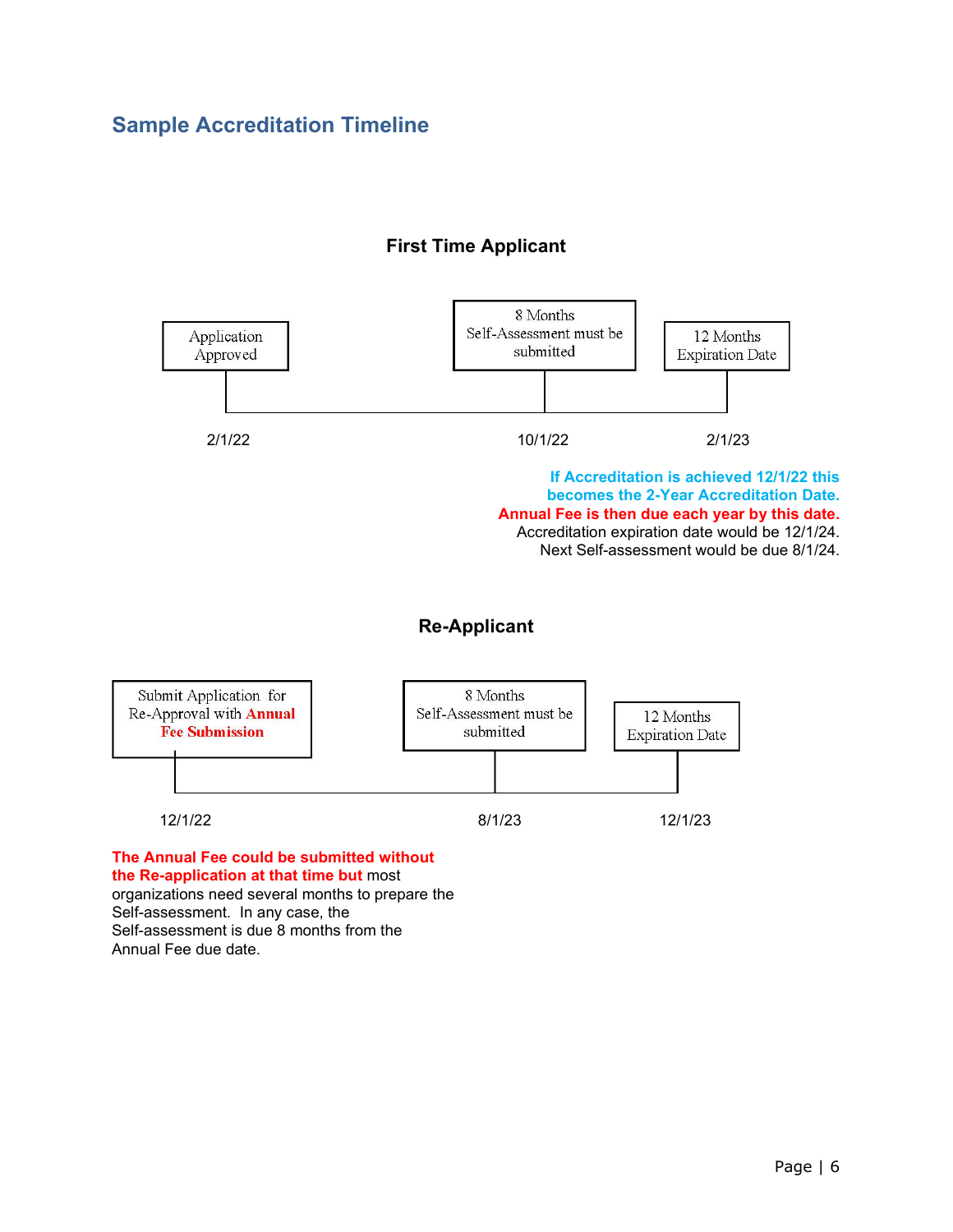## Sample Accreditation Timeline

### First Time Applicant

| Application Approved | 8 Months Self-Assessment must be submitted | 12 Months Expiration Date |
|---|---|---|
| 2/1/22 | 10/1/22 | 2/1/23 |

**If Accreditation is achieved 12/1/22 this becomes the 2-Year Accreditation Date.**
**Annual Fee is then due each year by this date.**
Accreditation expiration date would be 12/1/24.
Next Self-assessment would be due 8/1/24.

### Re-Applicant

| Submit Application for Re-Approval with **Annual Fee Submission** | 8 Months Self-Assessment must be submitted | 12 Months Expiration Date |
|---|---|---|
| 12/1/22 | 8/1/23 | 12/1/23 |

**The Annual Fee could be submitted without the Re-application at that time but** most organizations need several months to prepare the Self-assessment. In any case, the Self-assessment is due 8 months from the Annual Fee due date.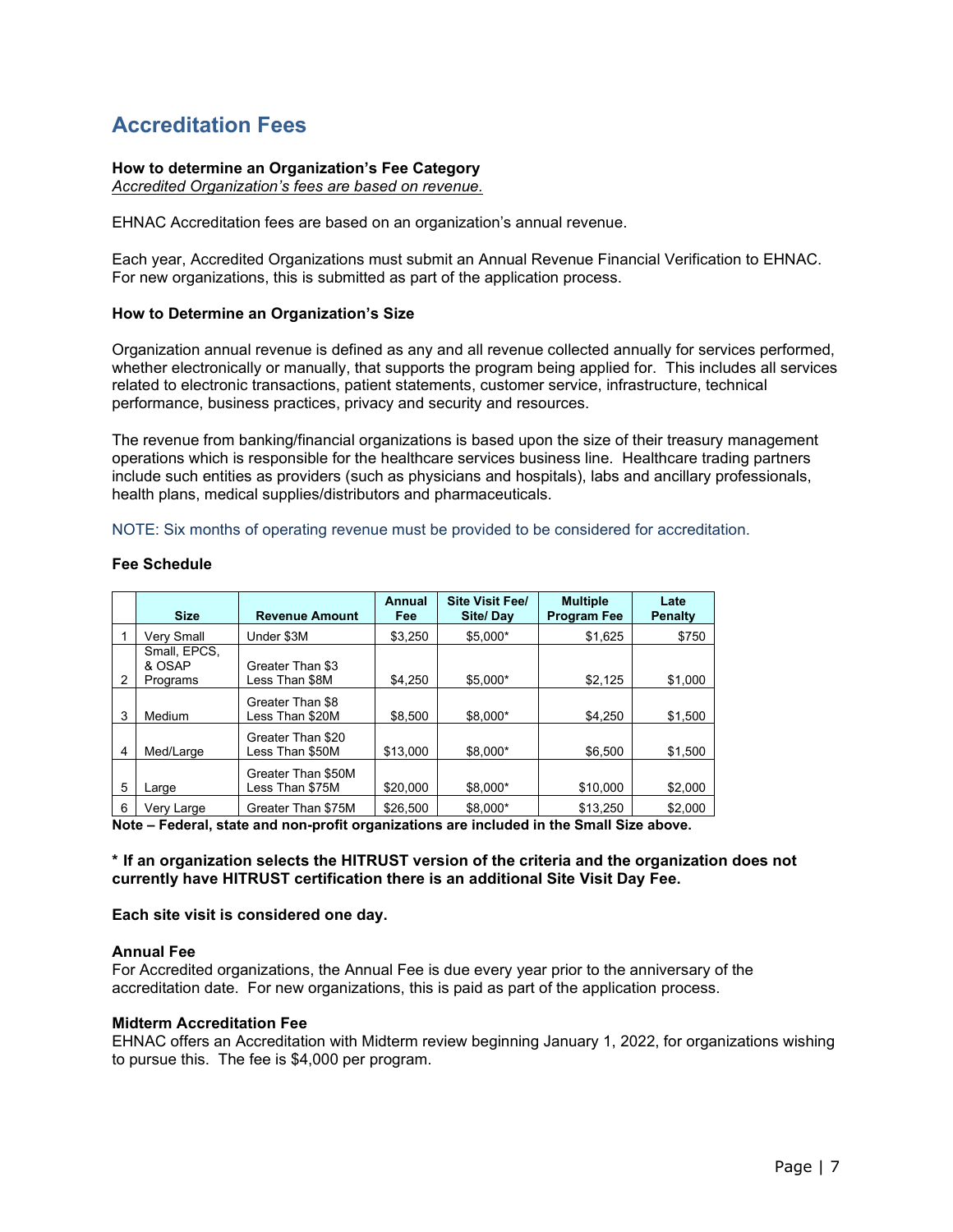# Accreditation Fees

**How to determine an Organization's Fee Category**
*Accredited Organization's fees are based on revenue.*

EHNAC Accreditation fees are based on an organization's annual revenue.

Each year, Accredited Organizations must submit an Annual Revenue Financial Verification to EHNAC. For new organizations, this is submitted as part of the application process.

**How to Determine an Organization's Size**

Organization annual revenue is defined as any and all revenue collected annually for services performed, whether electronically or manually, that supports the program being applied for. This includes all services related to electronic transactions, patient statements, customer service, infrastructure, technical performance, business practices, privacy and security and resources.

The revenue from banking/financial organizations is based upon the size of their treasury management operations which is responsible for the healthcare services business line. Healthcare trading partners include such entities as providers (such as physicians and hospitals), labs and ancillary professionals, health plans, medical supplies/distributors and pharmaceuticals.

NOTE: Six months of operating revenue must be provided to be considered for accreditation.

**Fee Schedule**

| | Size | Revenue Amount | Annual Fee | Site Visit Fee/ Site/ Day | Multiple Program Fee | Late Penalty |
|---|---|---|---|---|---|---|
| 1 | Very Small | Under $3M | $3,250 | $5,000* | $1,625 | $750 |
| 2 | Small, EPCS, & OSAP Programs | Greater Than $3 Less Than $8M | $4,250 | $5,000* | $2,125 | $1,000 |
| 3 | Medium | Greater Than $8 Less Than $20M | $8,500 | $8,000* | $4,250 | $1,500 |
| 4 | Med/Large | Greater Than $20 Less Than $50M | $13,000 | $8,000* | $6,500 | $1,500 |
| 5 | Large | Greater Than $50M Less Than $75M | $20,000 | $8,000* | $10,000 | $2,000 |
| 6 | Very Large | Greater Than $75M | $26,500 | $8,000* | $13,250 | $2,000 |

**Note – Federal, state and non-profit organizations are included in the Small Size above.**

**\* If an organization selects the HITRUST version of the criteria and the organization does not currently have HITRUST certification there is an additional Site Visit Day Fee.**

**Each site visit is considered one day.**

**Annual Fee**
For Accredited organizations, the Annual Fee is due every year prior to the anniversary of the accreditation date. For new organizations, this is paid as part of the application process.

**Midterm Accreditation Fee**
EHNAC offers an Accreditation with Midterm review beginning January 1, 2022, for organizations wishing to pursue this. The fee is $4,000 per program.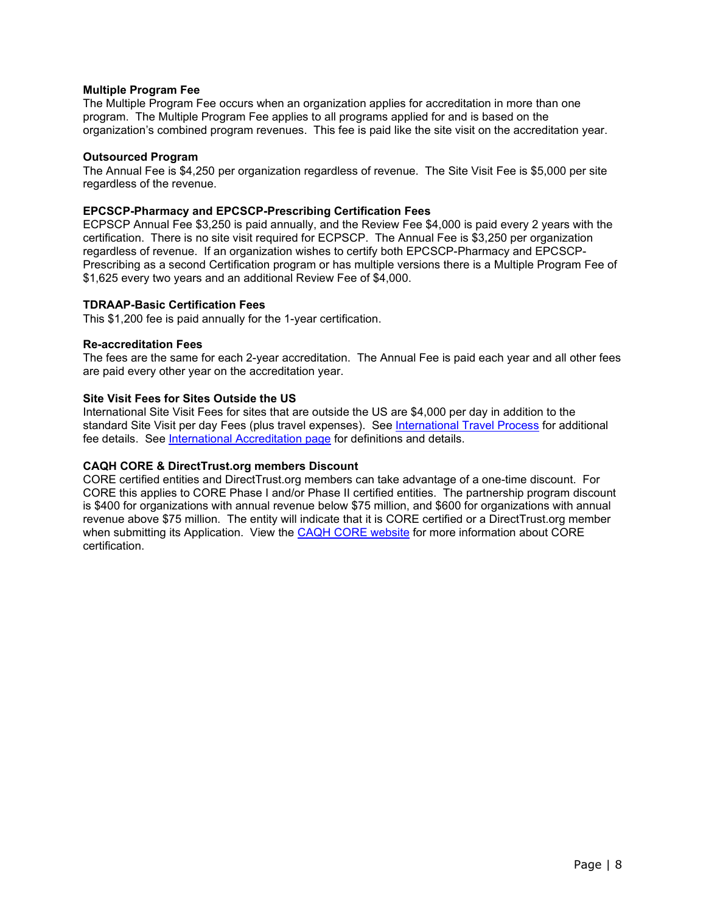**Multiple Program Fee**
The Multiple Program Fee occurs when an organization applies for accreditation in more than one program. The Multiple Program Fee applies to all programs applied for and is based on the organization's combined program revenues. This fee is paid like the site visit on the accreditation year.

**Outsourced Program**
The Annual Fee is $4,250 per organization regardless of revenue. The Site Visit Fee is $5,000 per site regardless of the revenue.

**EPCSCP-Pharmacy and EPCSCP-Prescribing Certification Fees**
ECPSCP Annual Fee $3,250 is paid annually, and the Review Fee $4,000 is paid every 2 years with the certification. There is no site visit required for ECPSCP. The Annual Fee is $3,250 per organization regardless of revenue. If an organization wishes to certify both EPCSCP-Pharmacy and EPCSCP-Prescribing as a second Certification program or has multiple versions there is a Multiple Program Fee of $1,625 every two years and an additional Review Fee of $4,000.

**TDRAAP-Basic Certification Fees**
This $1,200 fee is paid annually for the 1-year certification.

**Re-accreditation Fees**
The fees are the same for each 2-year accreditation. The Annual Fee is paid each year and all other fees are paid every other year on the accreditation year.

**Site Visit Fees for Sites Outside the US**
International Site Visit Fees for sites that are outside the US are $4,000 per day in addition to the standard Site Visit per day Fees (plus travel expenses). See International Travel Process for additional fee details. See International Accreditation page for definitions and details.

**CAQH CORE & DirectTrust.org members Discount**
CORE certified entities and DirectTrust.org members can take advantage of a one-time discount. For CORE this applies to CORE Phase I and/or Phase II certified entities. The partnership program discount is $400 for organizations with annual revenue below $75 million, and $600 for organizations with annual revenue above $75 million. The entity will indicate that it is CORE certified or a DirectTrust.org member when submitting its Application. View the CAQH CORE website for more information about CORE certification.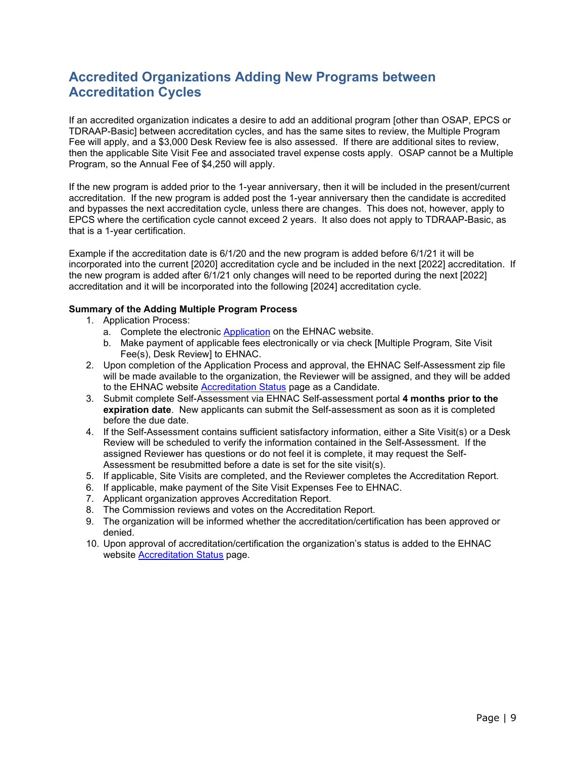## Accredited Organizations Adding New Programs between Accreditation Cycles

If an accredited organization indicates a desire to add an additional program [other than OSAP, EPCS or TDRAAP-Basic] between accreditation cycles, and has the same sites to review, the Multiple Program Fee will apply, and a $3,000 Desk Review fee is also assessed. If there are additional sites to review, then the applicable Site Visit Fee and associated travel expense costs apply. OSAP cannot be a Multiple Program, so the Annual Fee of $4,250 will apply.

If the new program is added prior to the 1-year anniversary, then it will be included in the present/current accreditation. If the new program is added post the 1-year anniversary then the candidate is accredited and bypasses the next accreditation cycle, unless there are changes. This does not, however, apply to EPCS where the certification cycle cannot exceed 2 years. It also does not apply to TDRAAP-Basic, as that is a 1-year certification.

Example if the accreditation date is 6/1/20 and the new program is added before 6/1/21 it will be incorporated into the current [2020] accreditation cycle and be included in the next [2022] accreditation. If the new program is added after 6/1/21 only changes will need to be reported during the next [2022] accreditation and it will be incorporated into the following [2024] accreditation cycle.

**Summary of the Adding Multiple Program Process**

1. Application Process:
   a. Complete the electronic Application on the EHNAC website.
   b. Make payment of applicable fees electronically or via check [Multiple Program, Site Visit Fee(s), Desk Review] to EHNAC.
2. Upon completion of the Application Process and approval, the EHNAC Self-Assessment zip file will be made available to the organization, the Reviewer will be assigned, and they will be added to the EHNAC website Accreditation Status page as a Candidate.
3. Submit complete Self-Assessment via EHNAC Self-assessment portal **4 months prior to the expiration date**. New applicants can submit the Self-assessment as soon as it is completed before the due date.
4. If the Self-Assessment contains sufficient satisfactory information, either a Site Visit(s) or a Desk Review will be scheduled to verify the information contained in the Self-Assessment. If the assigned Reviewer has questions or do not feel it is complete, it may request the Self-Assessment be resubmitted before a date is set for the site visit(s).
5. If applicable, Site Visits are completed, and the Reviewer completes the Accreditation Report.
6. If applicable, make payment of the Site Visit Expenses Fee to EHNAC.
7. Applicant organization approves Accreditation Report.
8. The Commission reviews and votes on the Accreditation Report.
9. The organization will be informed whether the accreditation/certification has been approved or denied.
10. Upon approval of accreditation/certification the organization's status is added to the EHNAC website Accreditation Status page.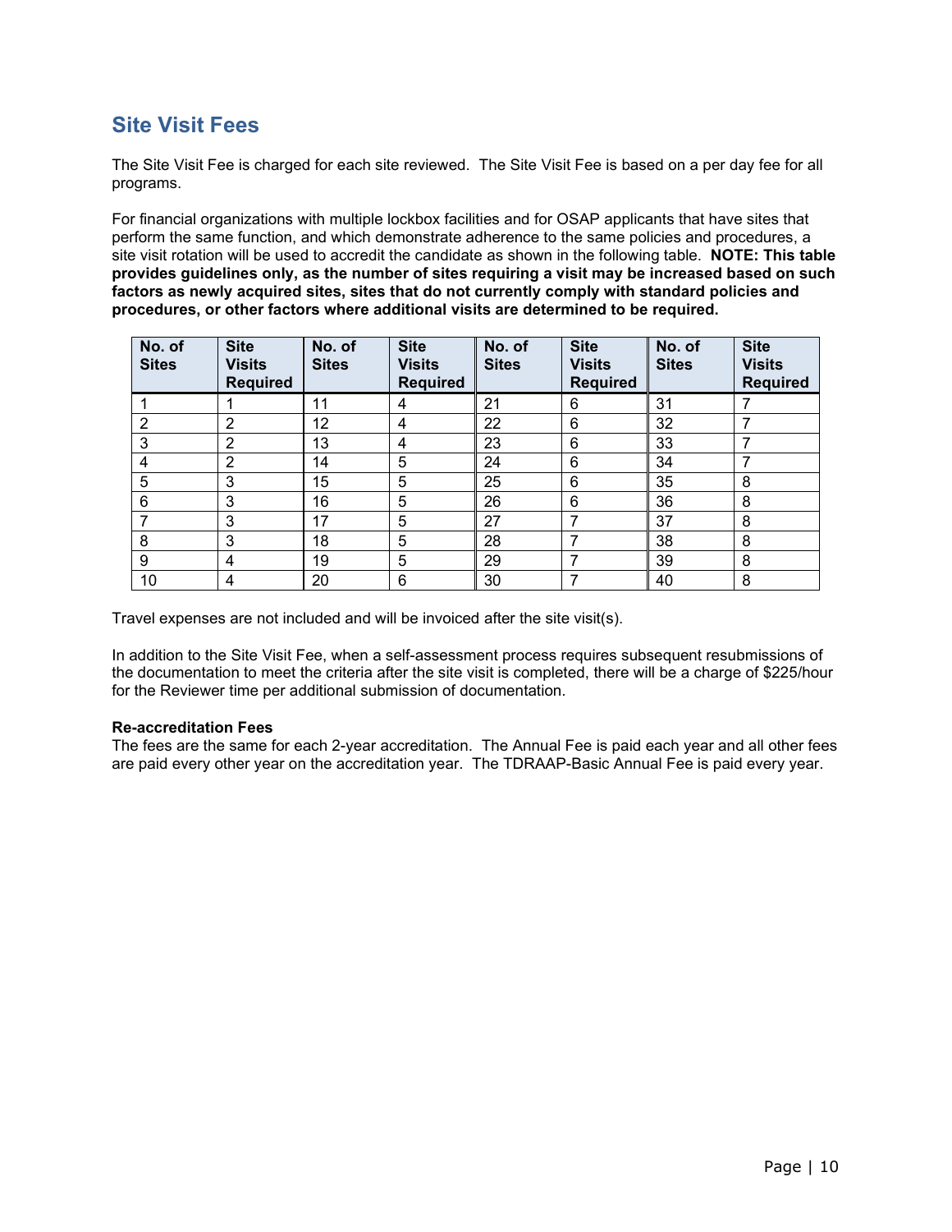## Site Visit Fees

The Site Visit Fee is charged for each site reviewed. The Site Visit Fee is based on a per day fee for all programs.

For financial organizations with multiple lockbox facilities and for OSAP applicants that have sites that perform the same function, and which demonstrate adherence to the same policies and procedures, a site visit rotation will be used to accredit the candidate as shown in the following table. **NOTE: This table provides guidelines only, as the number of sites requiring a visit may be increased based on such factors as newly acquired sites, sites that do not currently comply with standard policies and procedures, or other factors where additional visits are determined to be required.**

| No. of Sites | Site Visits Required | No. of Sites | Site Visits Required | No. of Sites | Site Visits Required | No. of Sites | Site Visits Required |
|---|---|---|---|---|---|---|---|
| 1 | 1 | 11 | 4 | 21 | 6 | 31 | 7 |
| 2 | 2 | 12 | 4 | 22 | 6 | 32 | 7 |
| 3 | 2 | 13 | 4 | 23 | 6 | 33 | 7 |
| 4 | 2 | 14 | 5 | 24 | 6 | 34 | 7 |
| 5 | 3 | 15 | 5 | 25 | 6 | 35 | 8 |
| 6 | 3 | 16 | 5 | 26 | 6 | 36 | 8 |
| 7 | 3 | 17 | 5 | 27 | 7 | 37 | 8 |
| 8 | 3 | 18 | 5 | 28 | 7 | 38 | 8 |
| 9 | 4 | 19 | 5 | 29 | 7 | 39 | 8 |
| 10 | 4 | 20 | 6 | 30 | 7 | 40 | 8 |

Travel expenses are not included and will be invoiced after the site visit(s).

In addition to the Site Visit Fee, when a self-assessment process requires subsequent resubmissions of the documentation to meet the criteria after the site visit is completed, there will be a charge of $225/hour for the Reviewer time per additional submission of documentation.

**Re-accreditation Fees**

The fees are the same for each 2-year accreditation. The Annual Fee is paid each year and all other fees are paid every other year on the accreditation year. The TDRAAP-Basic Annual Fee is paid every year.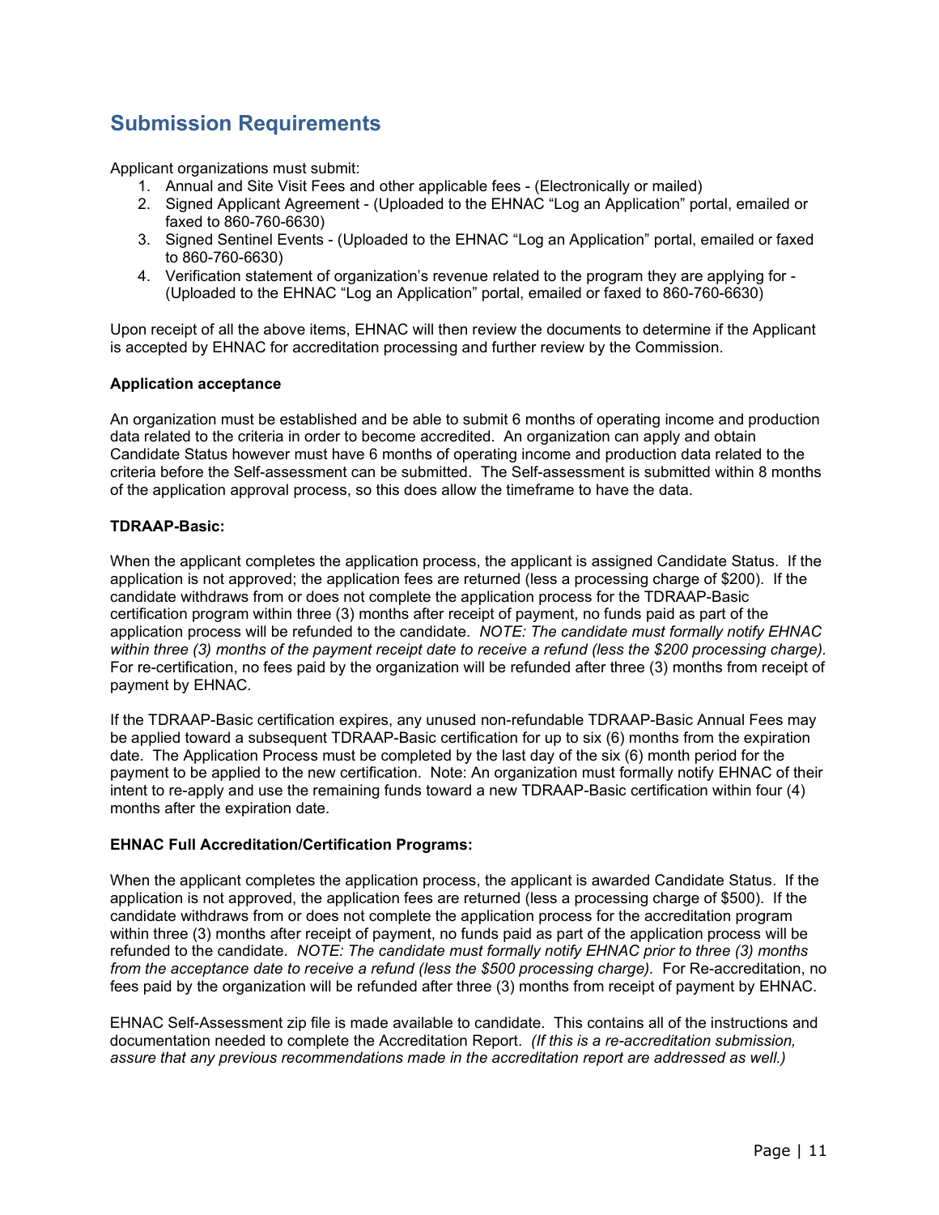## Submission Requirements

Applicant organizations must submit:

1. Annual and Site Visit Fees and other applicable fees - (Electronically or mailed)
2. Signed Applicant Agreement - (Uploaded to the EHNAC "Log an Application" portal, emailed or faxed to 860-760-6630)
3. Signed Sentinel Events - (Uploaded to the EHNAC "Log an Application" portal, emailed or faxed to 860-760-6630)
4. Verification statement of organization's revenue related to the program they are applying for - (Uploaded to the EHNAC "Log an Application" portal, emailed or faxed to 860-760-6630)

Upon receipt of all the above items, EHNAC will then review the documents to determine if the Applicant is accepted by EHNAC for accreditation processing and further review by the Commission.

**Application acceptance**

An organization must be established and be able to submit 6 months of operating income and production data related to the criteria in order to become accredited. An organization can apply and obtain Candidate Status however must have 6 months of operating income and production data related to the criteria before the Self-assessment can be submitted. The Self-assessment is submitted within 8 months of the application approval process, so this does allow the timeframe to have the data.

**TDRAAP-Basic:**

When the applicant completes the application process, the applicant is assigned Candidate Status. If the application is not approved; the application fees are returned (less a processing charge of $200). If the candidate withdraws from or does not complete the application process for the TDRAAP-Basic certification program within three (3) months after receipt of payment, no funds paid as part of the application process will be refunded to the candidate. *NOTE: The candidate must formally notify EHNAC within three (3) months of the payment receipt date to receive a refund (less the $200 processing charge).* For re-certification, no fees paid by the organization will be refunded after three (3) months from receipt of payment by EHNAC.

If the TDRAAP-Basic certification expires, any unused non-refundable TDRAAP-Basic Annual Fees may be applied toward a subsequent TDRAAP-Basic certification for up to six (6) months from the expiration date. The Application Process must be completed by the last day of the six (6) month period for the payment to be applied to the new certification. Note: An organization must formally notify EHNAC of their intent to re-apply and use the remaining funds toward a new TDRAAP-Basic certification within four (4) months after the expiration date.

**EHNAC Full Accreditation/Certification Programs:**

When the applicant completes the application process, the applicant is awarded Candidate Status. If the application is not approved, the application fees are returned (less a processing charge of $500). If the candidate withdraws from or does not complete the application process for the accreditation program within three (3) months after receipt of payment, no funds paid as part of the application process will be refunded to the candidate. *NOTE: The candidate must formally notify EHNAC prior to three (3) months from the acceptance date to receive a refund (less the $500 processing charge).* For Re-accreditation, no fees paid by the organization will be refunded after three (3) months from receipt of payment by EHNAC.

EHNAC Self-Assessment zip file is made available to candidate. This contains all of the instructions and documentation needed to complete the Accreditation Report. *(If this is a re-accreditation submission, assure that any previous recommendations made in the accreditation report are addressed as well.)*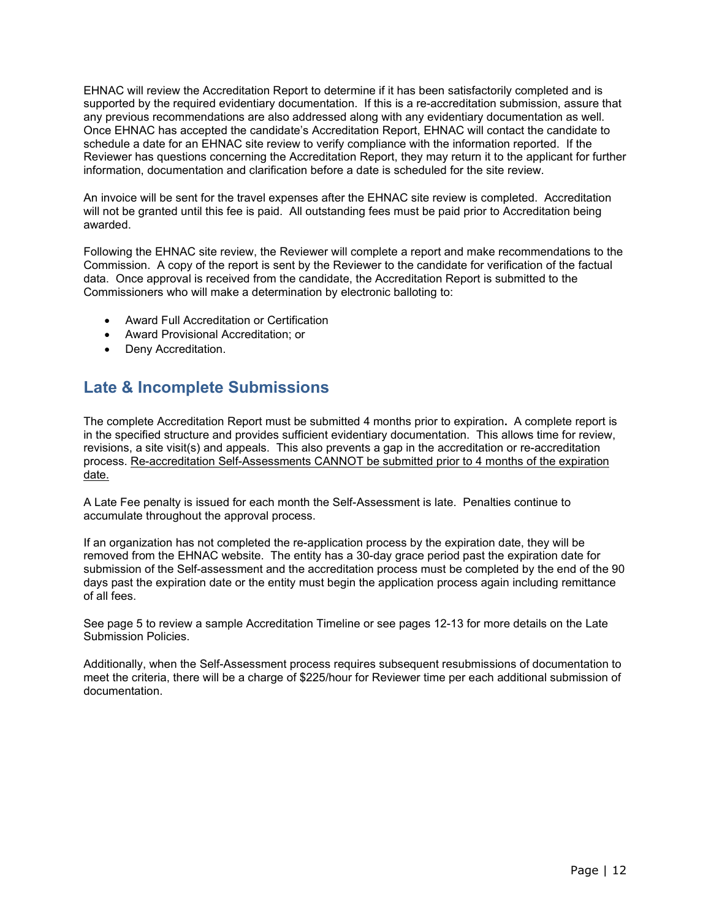EHNAC will review the Accreditation Report to determine if it has been satisfactorily completed and is supported by the required evidentiary documentation. If this is a re-accreditation submission, assure that any previous recommendations are also addressed along with any evidentiary documentation as well. Once EHNAC has accepted the candidate's Accreditation Report, EHNAC will contact the candidate to schedule a date for an EHNAC site review to verify compliance with the information reported. If the Reviewer has questions concerning the Accreditation Report, they may return it to the applicant for further information, documentation and clarification before a date is scheduled for the site review.

An invoice will be sent for the travel expenses after the EHNAC site review is completed. Accreditation will not be granted until this fee is paid. All outstanding fees must be paid prior to Accreditation being awarded.

Following the EHNAC site review, the Reviewer will complete a report and make recommendations to the Commission. A copy of the report is sent by the Reviewer to the candidate for verification of the factual data. Once approval is received from the candidate, the Accreditation Report is submitted to the Commissioners who will make a determination by electronic balloting to:

- Award Full Accreditation or Certification
- Award Provisional Accreditation; or
- Deny Accreditation.

## Late & Incomplete Submissions

The complete Accreditation Report must be submitted 4 months prior to expiration**.** A complete report is in the specified structure and provides sufficient evidentiary documentation. This allows time for review, revisions, a site visit(s) and appeals. This also prevents a gap in the accreditation or re-accreditation process. <u>Re-accreditation Self-Assessments CANNOT be submitted prior to 4 months of the expiration date.</u>

A Late Fee penalty is issued for each month the Self-Assessment is late. Penalties continue to accumulate throughout the approval process.

If an organization has not completed the re-application process by the expiration date, they will be removed from the EHNAC website. The entity has a 30-day grace period past the expiration date for submission of the Self-assessment and the accreditation process must be completed by the end of the 90 days past the expiration date or the entity must begin the application process again including remittance of all fees.

See page 5 to review a sample Accreditation Timeline or see pages 12-13 for more details on the Late Submission Policies.

Additionally, when the Self-Assessment process requires subsequent resubmissions of documentation to meet the criteria, there will be a charge of $225/hour for Reviewer time per each additional submission of documentation.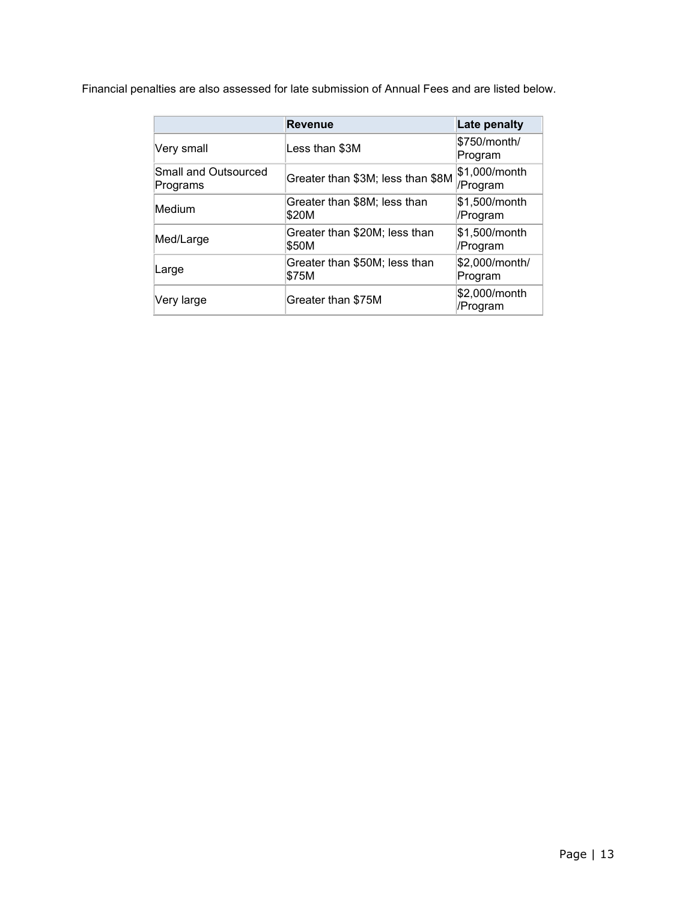Financial penalties are also assessed for late submission of Annual Fees and are listed below.

| | Revenue | Late penalty |
|---|---|---|
| Very small | Less than $3M | $750/month/ Program |
| Small and Outsourced Programs | Greater than $3M; less than $8M | $1,000/month /Program |
| Medium | Greater than $8M; less than $20M | $1,500/month /Program |
| Med/Large | Greater than $20M; less than $50M | $1,500/month /Program |
| Large | Greater than $50M; less than $75M | $2,000/month/ Program |
| Very large | Greater than $75M | $2,000/month /Program |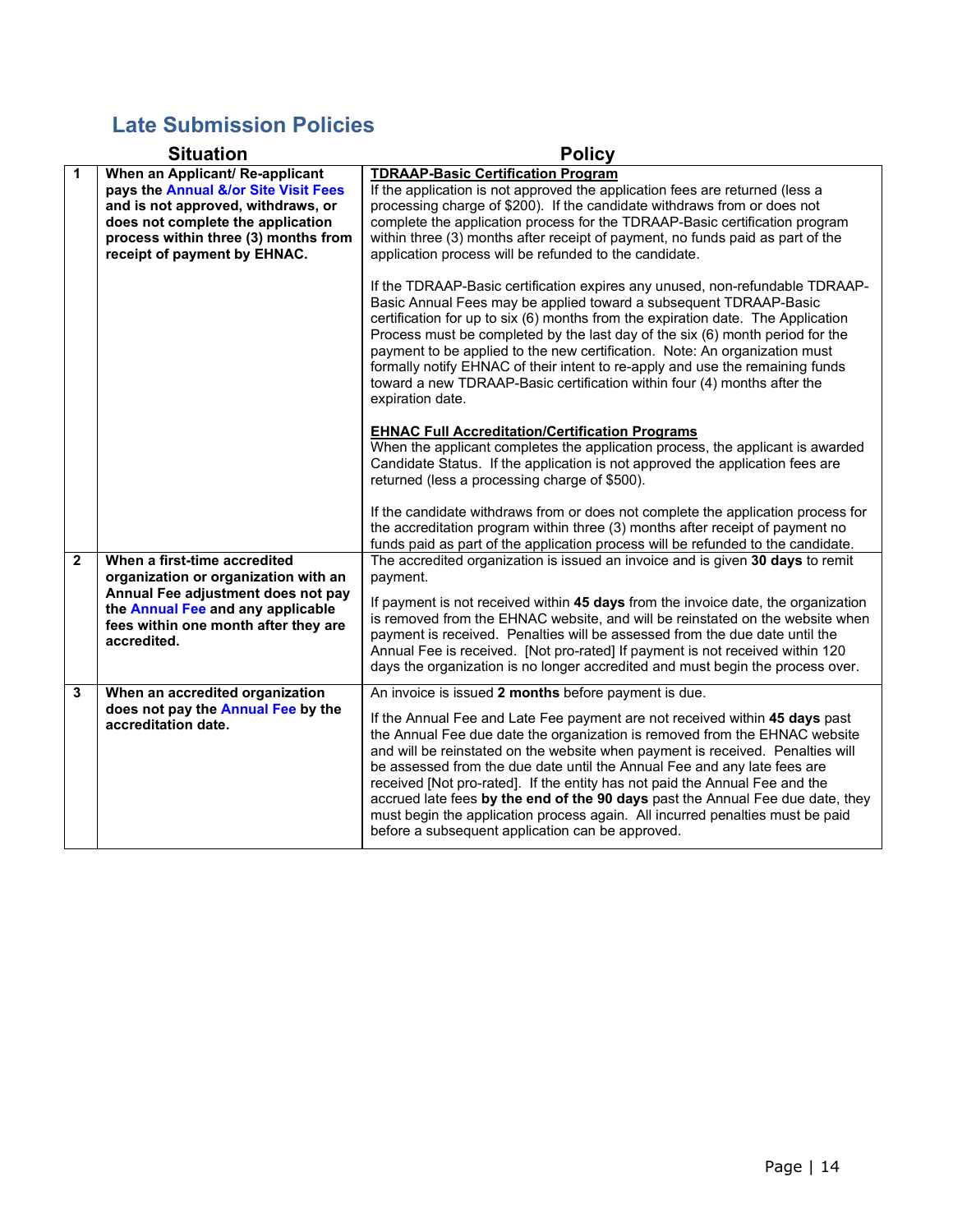## Late Submission Policies

| | Situation | Policy |
|---|---|---|
| 1 | **When an Applicant/ Re-applicant pays the Annual &/or Site Visit Fees and is not approved, withdraws, or does not complete the application process within three (3) months from receipt of payment by EHNAC.** | **TDRAAP-Basic Certification Program**<br>If the application is not approved the application fees are returned (less a processing charge of $200). If the candidate withdraws from or does not complete the application process for the TDRAAP-Basic certification program within three (3) months after receipt of payment, no funds paid as part of the application process will be refunded to the candidate.<br><br>If the TDRAAP-Basic certification expires any unused, non-refundable TDRAAP-Basic Annual Fees may be applied toward a subsequent TDRAAP-Basic certification for up to six (6) months from the expiration date. The Application Process must be completed by the last day of the six (6) month period for the payment to be applied to the new certification. Note: An organization must formally notify EHNAC of their intent to re-apply and use the remaining funds toward a new TDRAAP-Basic certification within four (4) months after the expiration date.<br><br>**EHNAC Full Accreditation/Certification Programs**<br>When the applicant completes the application process, the applicant is awarded Candidate Status. If the application is not approved the application fees are returned (less a processing charge of $500).<br><br>If the candidate withdraws from or does not complete the application process for the accreditation program within three (3) months after receipt of payment no funds paid as part of the application process will be refunded to the candidate. |
| 2 | **When a first-time accredited organization or organization with an Annual Fee adjustment does not pay the Annual Fee and any applicable fees within one month after they are accredited.** | The accredited organization is issued an invoice and is given **30 days** to remit payment.<br><br>If payment is not received within **45 days** from the invoice date, the organization is removed from the EHNAC website, and will be reinstated on the website when payment is received. Penalties will be assessed from the due date until the Annual Fee is received. [Not pro-rated] If payment is not received within 120 days the organization is no longer accredited and must begin the process over. |
| 3 | **When an accredited organization does not pay the Annual Fee by the accreditation date.** | An invoice is issued **2 months** before payment is due.<br><br>If the Annual Fee and Late Fee payment are not received within **45 days** past the Annual Fee due date the organization is removed from the EHNAC website and will be reinstated on the website when payment is received. Penalties will be assessed from the due date until the Annual Fee and any late fees are received [Not pro-rated]. If the entity has not paid the Annual Fee and the accrued late fees **by the end of the 90 days** past the Annual Fee due date, they must begin the application process again. All incurred penalties must be paid before a subsequent application can be approved. |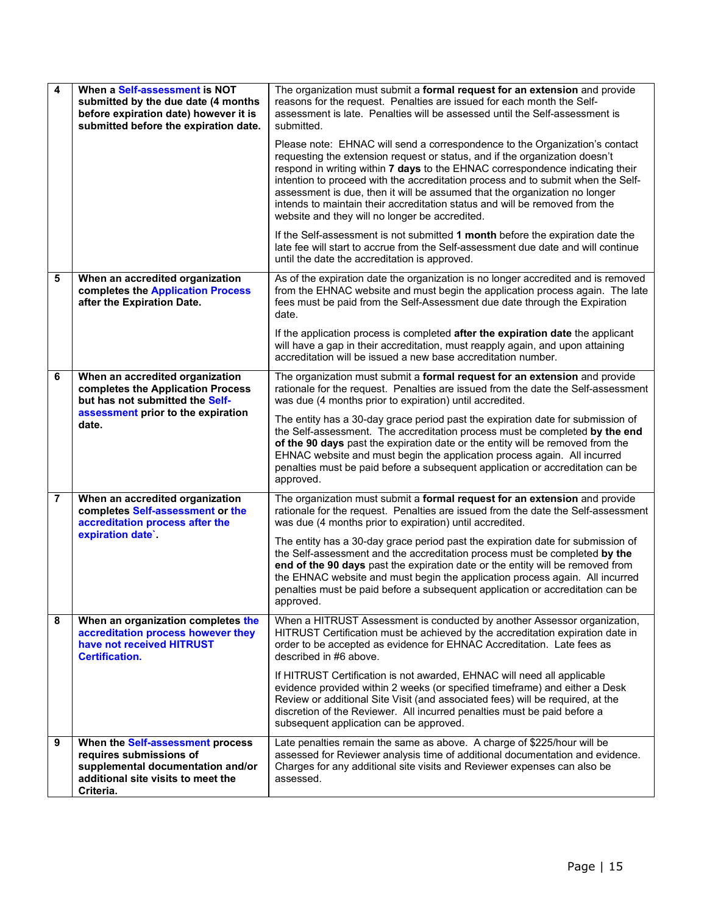| | | |
|---|---|---|
| **4** | **When a Self-assessment is NOT submitted by the due date (4 months before expiration date) however it is submitted before the expiration date.** | The organization must submit a **formal request for an extension** and provide reasons for the request. Penalties are issued for each month the Self-assessment is late. Penalties will be assessed until the Self-assessment is submitted.<br><br>Please note: EHNAC will send a correspondence to the Organization's contact requesting the extension request or status, and if the organization doesn't respond in writing within **7 days** to the EHNAC correspondence indicating their intention to proceed with the accreditation process and to submit when the Self-assessment is due, then it will be assumed that the organization no longer intends to maintain their accreditation status and will be removed from the website and they will no longer be accredited.<br><br>If the Self-assessment is not submitted **1 month** before the expiration date the late fee will start to accrue from the Self-assessment due date and will continue until the date the accreditation is approved. |
| **5** | **When an accredited organization completes the Application Process after the Expiration Date.** | As of the expiration date the organization is no longer accredited and is removed from the EHNAC website and must begin the application process again. The late fees must be paid from the Self-Assessment due date through the Expiration date.<br><br>If the application process is completed **after the expiration date** the applicant will have a gap in their accreditation, must reapply again, and upon attaining accreditation will be issued a new base accreditation number. |
| **6** | **When an accredited organization completes the Application Process but has not submitted the Self-assessment prior to the expiration date.** | The organization must submit a **formal request for an extension** and provide rationale for the request. Penalties are issued from the date the Self-assessment was due (4 months prior to expiration) until accredited.<br><br>The entity has a 30-day grace period past the expiration date for submission of the Self-assessment. The accreditation process must be completed **by the end of the 90 days** past the expiration date or the entity will be removed from the EHNAC website and must begin the application process again. All incurred penalties must be paid before a subsequent application or accreditation can be approved. |
| **7** | **When an accredited organization completes Self-assessment or the accreditation process after the expiration date`.** | The organization must submit a **formal request for an extension** and provide rationale for the request. Penalties are issued from the date the Self-assessment was due (4 months prior to expiration) until accredited.<br><br>The entity has a 30-day grace period past the expiration date for submission of the Self-assessment and the accreditation process must be completed **by the end of the 90 days** past the expiration date or the entity will be removed from the EHNAC website and must begin the application process again. All incurred penalties must be paid before a subsequent application or accreditation can be approved. |
| **8** | **When an organization completes the accreditation process however they have not received HITRUST Certification.** | When a HITRUST Assessment is conducted by another Assessor organization, HITRUST Certification must be achieved by the accreditation expiration date in order to be accepted as evidence for EHNAC Accreditation. Late fees as described in #6 above.<br><br>If HITRUST Certification is not awarded, EHNAC will need all applicable evidence provided within 2 weeks (or specified timeframe) and either a Desk Review or additional Site Visit (and associated fees) will be required, at the discretion of the Reviewer. All incurred penalties must be paid before a subsequent application can be approved. |
| **9** | **When the Self-assessment process requires submissions of supplemental documentation and/or additional site visits to meet the Criteria.** | Late penalties remain the same as above. A charge of $225/hour will be assessed for Reviewer analysis time of additional documentation and evidence. Charges for any additional site visits and Reviewer expenses can also be assessed. |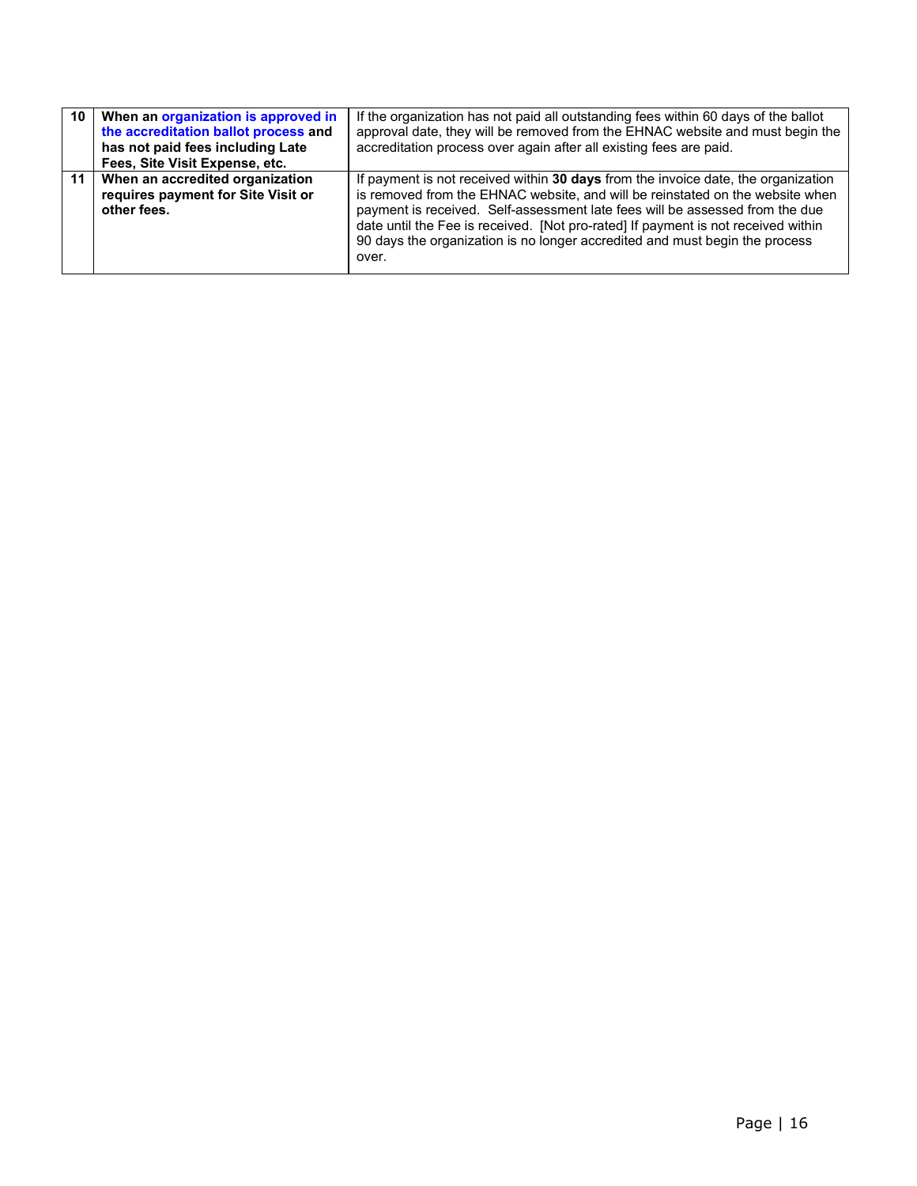| | | |
|---|---|---|
| **10** | **When an organization is approved in the accreditation ballot process and has not paid fees including Late Fees, Site Visit Expense, etc.** | If the organization has not paid all outstanding fees within 60 days of the ballot approval date, they will be removed from the EHNAC website and must begin the accreditation process over again after all existing fees are paid. |
| **11** | **When an accredited organization requires payment for Site Visit or other fees.** | If payment is not received within **30 days** from the invoice date, the organization is removed from the EHNAC website, and will be reinstated on the website when payment is received. Self-assessment late fees will be assessed from the due date until the Fee is received. [Not pro-rated] If payment is not received within 90 days the organization is no longer accredited and must begin the process over. |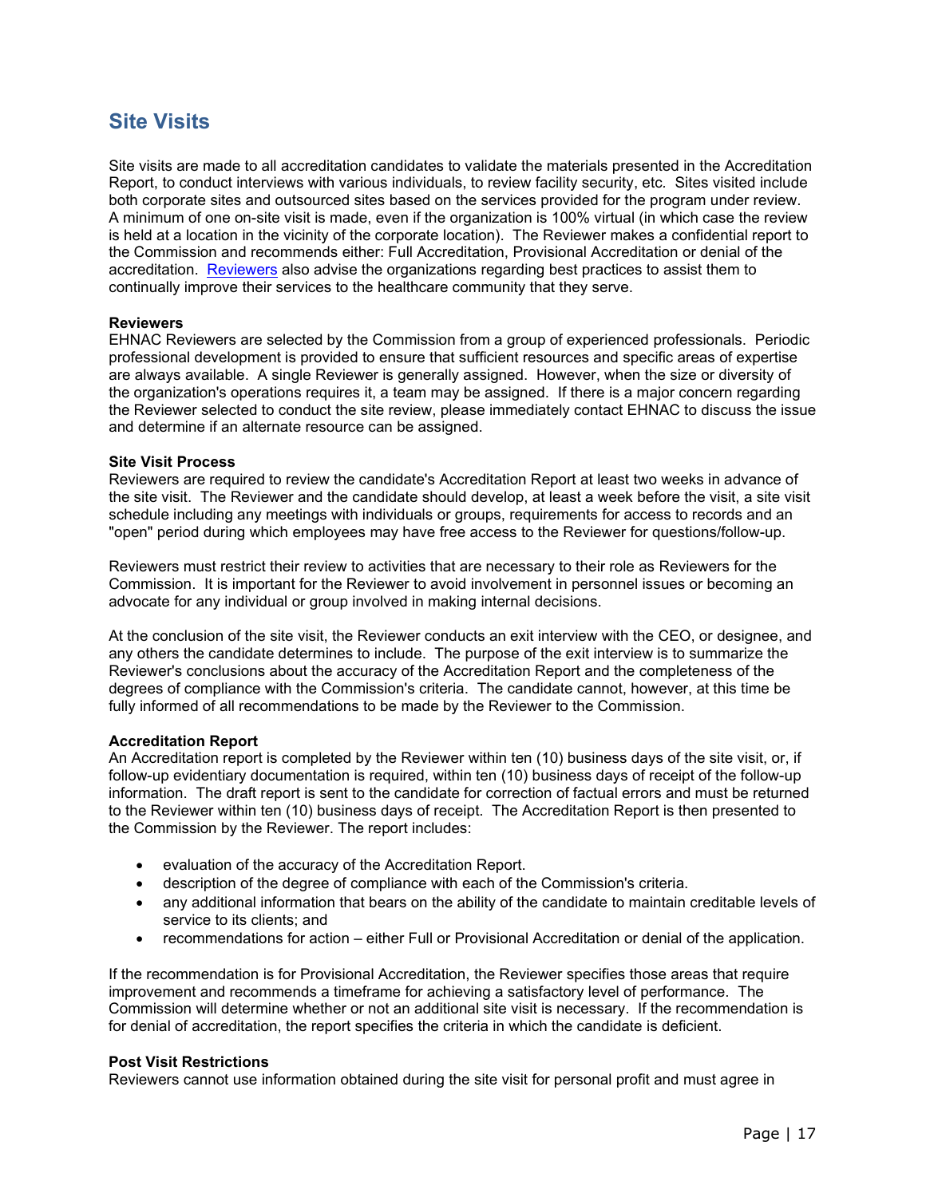## Site Visits

Site visits are made to all accreditation candidates to validate the materials presented in the Accreditation Report, to conduct interviews with various individuals, to review facility security, etc. Sites visited include both corporate sites and outsourced sites based on the services provided for the program under review. A minimum of one on-site visit is made, even if the organization is 100% virtual (in which case the review is held at a location in the vicinity of the corporate location). The Reviewer makes a confidential report to the Commission and recommends either: Full Accreditation, Provisional Accreditation or denial of the accreditation. Reviewers also advise the organizations regarding best practices to assist them to continually improve their services to the healthcare community that they serve.

**Reviewers**

EHNAC Reviewers are selected by the Commission from a group of experienced professionals. Periodic professional development is provided to ensure that sufficient resources and specific areas of expertise are always available. A single Reviewer is generally assigned. However, when the size or diversity of the organization's operations requires it, a team may be assigned. If there is a major concern regarding the Reviewer selected to conduct the site review, please immediately contact EHNAC to discuss the issue and determine if an alternate resource can be assigned.

**Site Visit Process**

Reviewers are required to review the candidate's Accreditation Report at least two weeks in advance of the site visit. The Reviewer and the candidate should develop, at least a week before the visit, a site visit schedule including any meetings with individuals or groups, requirements for access to records and an "open" period during which employees may have free access to the Reviewer for questions/follow-up.

Reviewers must restrict their review to activities that are necessary to their role as Reviewers for the Commission. It is important for the Reviewer to avoid involvement in personnel issues or becoming an advocate for any individual or group involved in making internal decisions.

At the conclusion of the site visit, the Reviewer conducts an exit interview with the CEO, or designee, and any others the candidate determines to include. The purpose of the exit interview is to summarize the Reviewer's conclusions about the accuracy of the Accreditation Report and the completeness of the degrees of compliance with the Commission's criteria. The candidate cannot, however, at this time be fully informed of all recommendations to be made by the Reviewer to the Commission.

**Accreditation Report**

An Accreditation report is completed by the Reviewer within ten (10) business days of the site visit, or, if follow-up evidentiary documentation is required, within ten (10) business days of receipt of the follow-up information. The draft report is sent to the candidate for correction of factual errors and must be returned to the Reviewer within ten (10) business days of receipt. The Accreditation Report is then presented to the Commission by the Reviewer. The report includes:

- evaluation of the accuracy of the Accreditation Report.
- description of the degree of compliance with each of the Commission's criteria.
- any additional information that bears on the ability of the candidate to maintain creditable levels of service to its clients; and
- recommendations for action – either Full or Provisional Accreditation or denial of the application.

If the recommendation is for Provisional Accreditation, the Reviewer specifies those areas that require improvement and recommends a timeframe for achieving a satisfactory level of performance. The Commission will determine whether or not an additional site visit is necessary. If the recommendation is for denial of accreditation, the report specifies the criteria in which the candidate is deficient.

**Post Visit Restrictions**

Reviewers cannot use information obtained during the site visit for personal profit and must agree in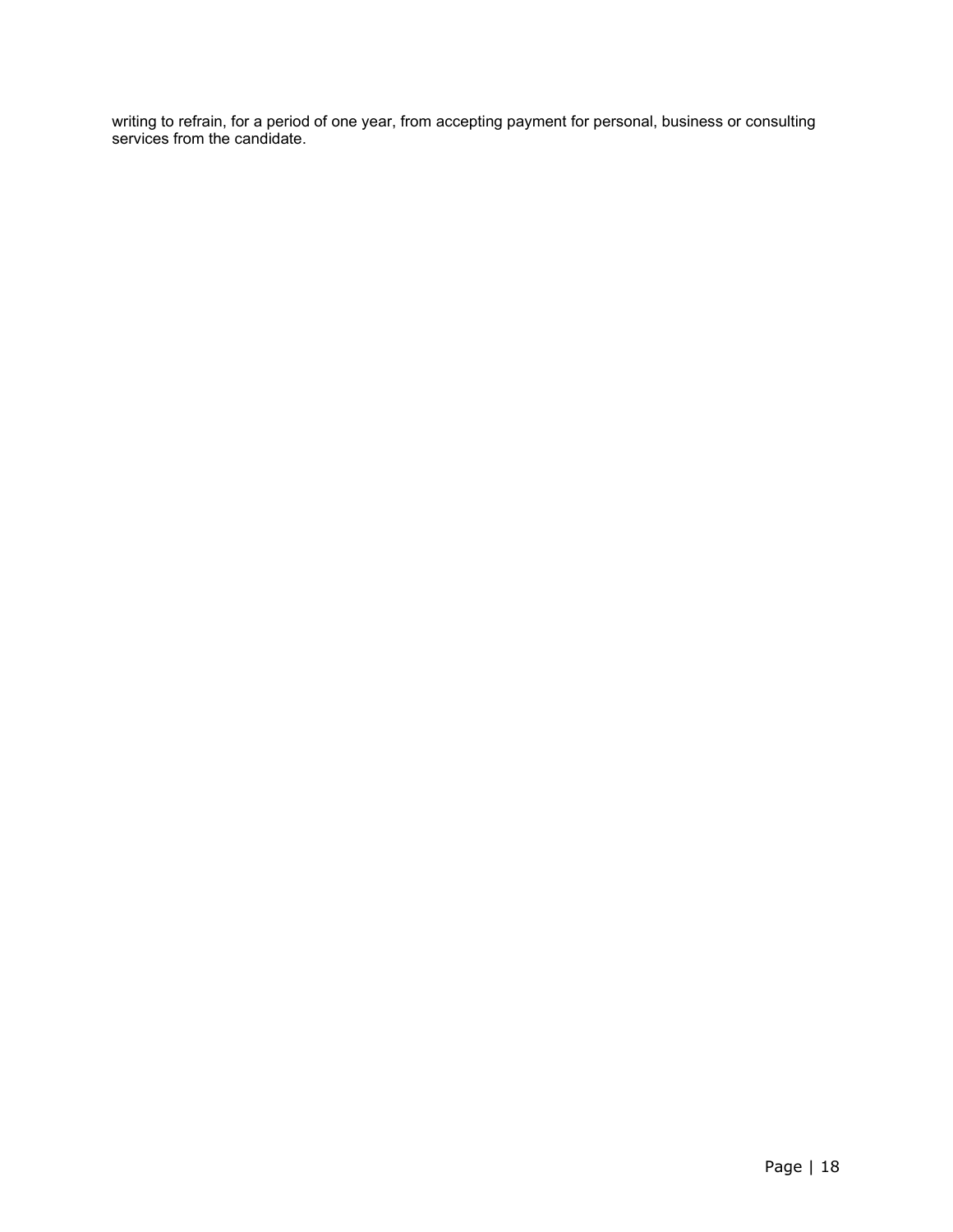writing to refrain, for a period of one year, from accepting payment for personal, business or consulting services from the candidate.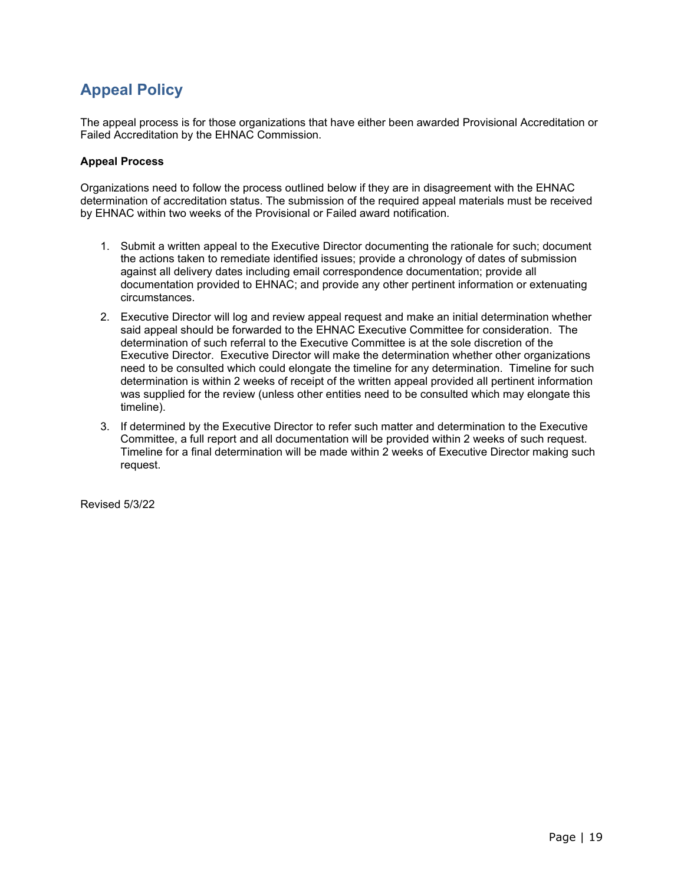## Appeal Policy

The appeal process is for those organizations that have either been awarded Provisional Accreditation or Failed Accreditation by the EHNAC Commission.

**Appeal Process**

Organizations need to follow the process outlined below if they are in disagreement with the EHNAC determination of accreditation status. The submission of the required appeal materials must be received by EHNAC within two weeks of the Provisional or Failed award notification.

1. Submit a written appeal to the Executive Director documenting the rationale for such; document the actions taken to remediate identified issues; provide a chronology of dates of submission against all delivery dates including email correspondence documentation; provide all documentation provided to EHNAC; and provide any other pertinent information or extenuating circumstances.
2. Executive Director will log and review appeal request and make an initial determination whether said appeal should be forwarded to the EHNAC Executive Committee for consideration. The determination of such referral to the Executive Committee is at the sole discretion of the Executive Director. Executive Director will make the determination whether other organizations need to be consulted which could elongate the timeline for any determination. Timeline for such determination is within 2 weeks of receipt of the written appeal provided all pertinent information was supplied for the review (unless other entities need to be consulted which may elongate this timeline).
3. If determined by the Executive Director to refer such matter and determination to the Executive Committee, a full report and all documentation will be provided within 2 weeks of such request. Timeline for a final determination will be made within 2 weeks of Executive Director making such request.

Revised 5/3/22